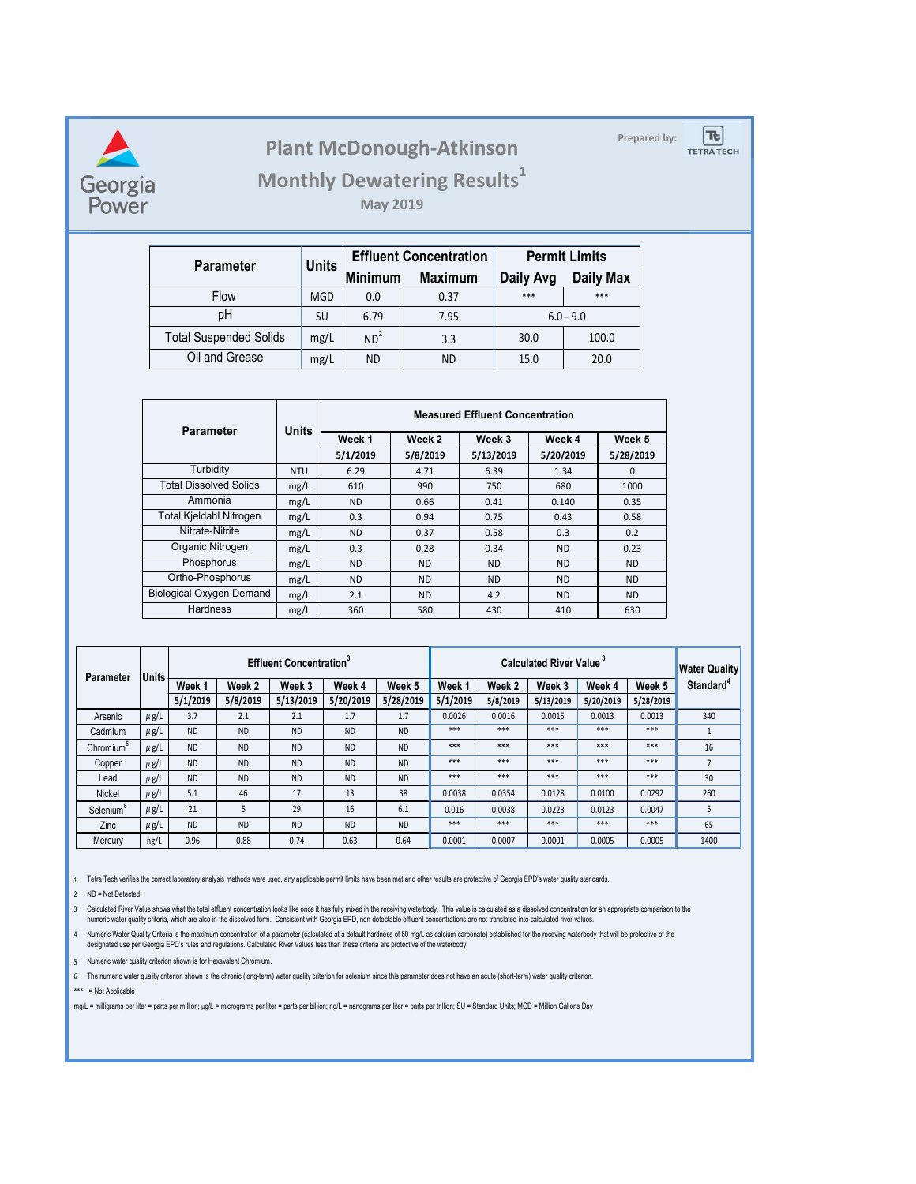# Plant McDonough-Atkinson

## Monthly Dewatering Results[1]

### May 2019

Prepared by: TETRA TECH

| Parameter | Units | Effluent Concentration | | Permit Limits | |
|---|---|---|---|---|---|
| | | Minimum | Maximum | Daily Avg | Daily Max |
| Flow | MGD | 0.0 | 0.37 | *** | *** |
| pH | SU | 6.79 | 7.95 | 6.0 - 9.0 | |
| Total Suspended Solids | mg/L | ND[2] | 3.3 | 30.0 | 100.0 |
| Oil and Grease | mg/L | ND | ND | 15.0 | 20.0 |

| Parameter | Units | Measured Effluent Concentration | | | | |
|---|---|---|---|---|---|---|
| | | Week 1 | Week 2 | Week 3 | Week 4 | Week 5 |
| | | 5/1/2019 | 5/8/2019 | 5/13/2019 | 5/20/2019 | 5/28/2019 |
| Turbidity | NTU | 6.29 | 4.71 | 6.39 | 1.34 | 0 |
| Total Dissolved Solids | mg/L | 610 | 990 | 750 | 680 | 1000 |
| Ammonia | mg/L | ND | 0.66 | 0.41 | 0.140 | 0.35 |
| Total Kjeldahl Nitrogen | mg/L | 0.3 | 0.94 | 0.75 | 0.43 | 0.58 |
| Nitrate-Nitrite | mg/L | ND | 0.37 | 0.58 | 0.3 | 0.2 |
| Organic Nitrogen | mg/L | 0.3 | 0.28 | 0.34 | ND | 0.23 |
| Phosphorus | mg/L | ND | ND | ND | ND | ND |
| Ortho-Phosphorus | mg/L | ND | ND | ND | ND | ND |
| Biological Oxygen Demand | mg/L | 2.1 | ND | 4.2 | ND | ND |
| Hardness | mg/L | 360 | 580 | 430 | 410 | 630 |

| Parameter | Units | Effluent Concentration[3] | | | | | Calculated River Value[3] | | | | | Water Quality Standard[4] |
|---|---|---|---|---|---|---|---|---|---|---|---|---|
| | | Week 1 | Week 2 | Week 3 | Week 4 | Week 5 | Week 1 | Week 2 | Week 3 | Week 4 | Week 5 | |
| | | 5/1/2019 | 5/8/2019 | 5/13/2019 | 5/20/2019 | 5/28/2019 | 5/1/2019 | 5/8/2019 | 5/13/2019 | 5/20/2019 | 5/28/2019 | |
| Arsenic | µg/L | 3.7 | 2.1 | 2.1 | 1.7 | 1.7 | 0.0026 | 0.0016 | 0.0015 | 0.0013 | 0.0013 | 340 |
| Cadmium | µg/L | ND | ND | ND | ND | ND | *** | *** | *** | *** | *** | 1 |
| Chromium[5] | µg/L | ND | ND | ND | ND | ND | *** | *** | *** | *** | *** | 16 |
| Copper | µg/L | ND | ND | ND | ND | ND | *** | *** | *** | *** | *** | 7 |
| Lead | µg/L | ND | ND | ND | ND | ND | *** | *** | *** | *** | *** | 30 |
| Nickel | µg/L | 5.1 | 46 | 17 | 13 | 38 | 0.0038 | 0.0354 | 0.0128 | 0.0100 | 0.0292 | 260 |
| Selenium[6] | µg/L | 21 | 5 | 29 | 16 | 6.1 | 0.016 | 0.0038 | 0.0223 | 0.0123 | 0.0047 | 5 |
| Zinc | µg/L | ND | ND | ND | ND | ND | *** | *** | *** | *** | *** | 65 |
| Mercury | ng/L | 0.96 | 0.88 | 0.74 | 0.63 | 0.64 | 0.0001 | 0.0007 | 0.0001 | 0.0005 | 0.0005 | 1400 |

1 Tetra Tech verifies the correct laboratory analysis methods were used, any applicable permit limits have been met and other results are protective of Georgia EPD's water quality standards.

2 ND = Not Detected.

3 Calculated River Value shows what the total effluent concentration looks like once it has fully mixed in the receiving waterbody. This value is calculated as a dissolved concentration for an appropriate comparison to the numeric water quality criteria, which are also in the dissolved form. Consistent with Georgia EPD, non-detectable effluent concentrations are not translated into calculated river values.

4 Numeric Water Quality Criteria is the maximum concentration of a parameter (calculated at a default hardness of 50 mg/L as calcium carbonate) established for the receiving waterbody that will be protective of the designated use per Georgia EPD's rules and regulations. Calculated River Values less than these criteria are protective of the waterbody.

5 Numeric water quality criterion shown is for Hexavalent Chromium.

6 The numeric water quality criterion shown is the chronic (long-term) water quality criterion for selenium since this parameter does not have an acute (short-term) water quality criterion.

*** = Not Applicable

mg/L = milligrams per liter = parts per million; µg/L = micrograms per liter = parts per billion; ng/L = nanograms per liter = parts per trillion; SU = Standard Units; MGD = Million Gallons Day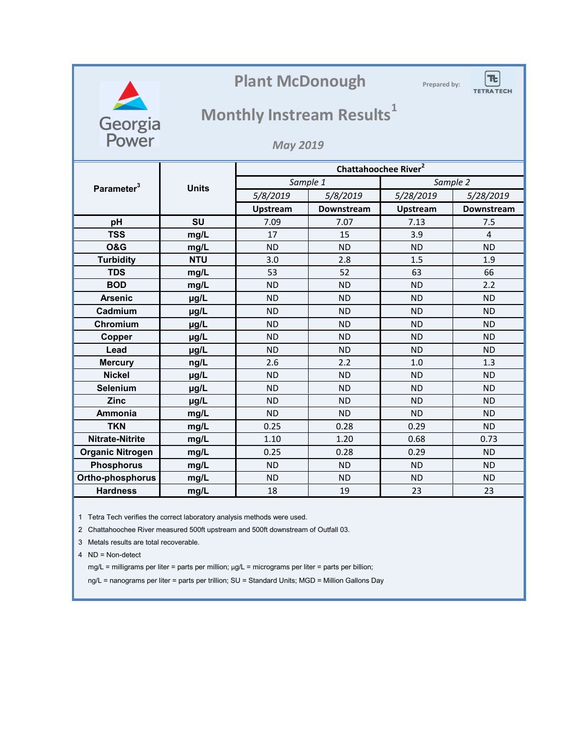# Plant McDonough

Prepared by: TETRA TECH

## Monthly Instream Results[1]

*May 2019*

| Parameter[3] | Units | Chattahoochee River[2] | | | |
|---|---|---|---|---|---|
| | | *Sample 1* | | *Sample 2* | |
| | | *5/8/2019* | *5/8/2019* | *5/28/2019* | *5/28/2019* |
| | | **Upstream** | **Downstream** | **Upstream** | **Downstream** |
| **pH** | **SU** | 7.09 | 7.07 | 7.13 | 7.5 |
| **TSS** | **mg/L** | 17 | 15 | 3.9 | 4 |
| **O&G** | **mg/L** | ND | ND | ND | ND |
| **Turbidity** | **NTU** | 3.0 | 2.8 | 1.5 | 1.9 |
| **TDS** | **mg/L** | 53 | 52 | 63 | 66 |
| **BOD** | **mg/L** | ND | ND | ND | 2.2 |
| **Arsenic** | **µg/L** | ND | ND | ND | ND |
| **Cadmium** | **µg/L** | ND | ND | ND | ND |
| **Chromium** | **µg/L** | ND | ND | ND | ND |
| **Copper** | **µg/L** | ND | ND | ND | ND |
| **Lead** | **µg/L** | ND | ND | ND | ND |
| **Mercury** | **ng/L** | 2.6 | 2.2 | 1.0 | 1.3 |
| **Nickel** | **µg/L** | ND | ND | ND | ND |
| **Selenium** | **µg/L** | ND | ND | ND | ND |
| **Zinc** | **µg/L** | ND | ND | ND | ND |
| **Ammonia** | **mg/L** | ND | ND | ND | ND |
| **TKN** | **mg/L** | 0.25 | 0.28 | 0.29 | ND |
| **Nitrate-Nitrite** | **mg/L** | 1.10 | 1.20 | 0.68 | 0.73 |
| **Organic Nitrogen** | **mg/L** | 0.25 | 0.28 | 0.29 | ND |
| **Phosphorus** | **mg/L** | ND | ND | ND | ND |
| **Ortho-phosphorus** | **mg/L** | ND | ND | ND | ND |
| **Hardness** | **mg/L** | 18 | 19 | 23 | 23 |

1 Tetra Tech verifies the correct laboratory analysis methods were used.

2 Chattahoochee River measured 500ft upstream and 500ft downstream of Outfall 03.

3 Metals results are total recoverable.

4 ND = Non-detect

mg/L = milligrams per liter = parts per million; µg/L = micrograms per liter = parts per billion;

ng/L = nanograms per liter = parts per trillion; SU = Standard Units; MGD = Million Gallons Day